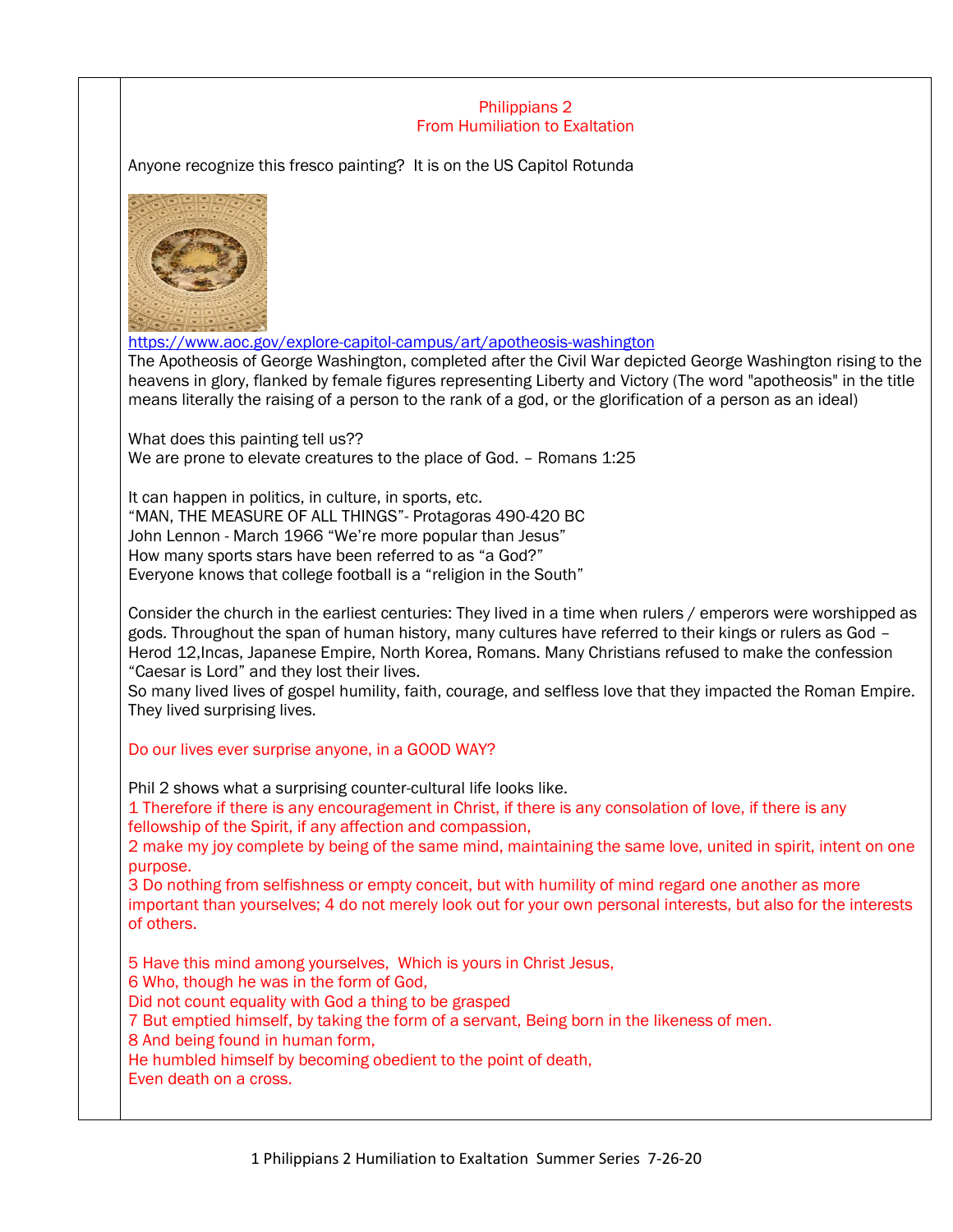## Philippians 2
## From Humiliation to Exaltation

Anyone recognize this fresco painting? It is on the US Capitol Rotunda

https://www.aoc.gov/explore-capitol-campus/art/apotheosis-washington

The Apotheosis of George Washington, completed after the Civil War depicted George Washington rising to the heavens in glory, flanked by female figures representing Liberty and Victory (The word "apotheosis" in the title means literally the raising of a person to the rank of a god, or the glorification of a person as an ideal)

What does this painting tell us??
We are prone to elevate creatures to the place of God. – Romans 1:25

It can happen in politics, in culture, in sports, etc.
"MAN, THE MEASURE OF ALL THINGS"- Protagoras 490-420 BC
John Lennon - March 1966 "We're more popular than Jesus"
How many sports stars have been referred to as "a God?"
Everyone knows that college football is a "religion in the South"

Consider the church in the earliest centuries: They lived in a time when rulers / emperors were worshipped as gods. Throughout the span of human history, many cultures have referred to their kings or rulers as God – Herod 12,Incas, Japanese Empire, North Korea, Romans. Many Christians refused to make the confession "Caesar is Lord" and they lost their lives.
So many lived lives of gospel humility, faith, courage, and selfless love that they impacted the Roman Empire. They lived surprising lives.

Do our lives ever surprise anyone, in a GOOD WAY?

Phil 2 shows what a surprising counter-cultural life looks like.
1 Therefore if there is any encouragement in Christ, if there is any consolation of love, if there is any fellowship of the Spirit, if any affection and compassion,
2 make my joy complete by being of the same mind, maintaining the same love, united in spirit, intent on one purpose.
3 Do nothing from selfishness or empty conceit, but with humility of mind regard one another as more important than yourselves; 4 do not merely look out for your own personal interests, but also for the interests of others.

5 Have this mind among yourselves, Which is yours in Christ Jesus,
6 Who, though he was in the form of God,
Did not count equality with God a thing to be grasped
7 But emptied himself, by taking the form of a servant, Being born in the likeness of men.
8 And being found in human form,
He humbled himself by becoming obedient to the point of death,
Even death on a cross.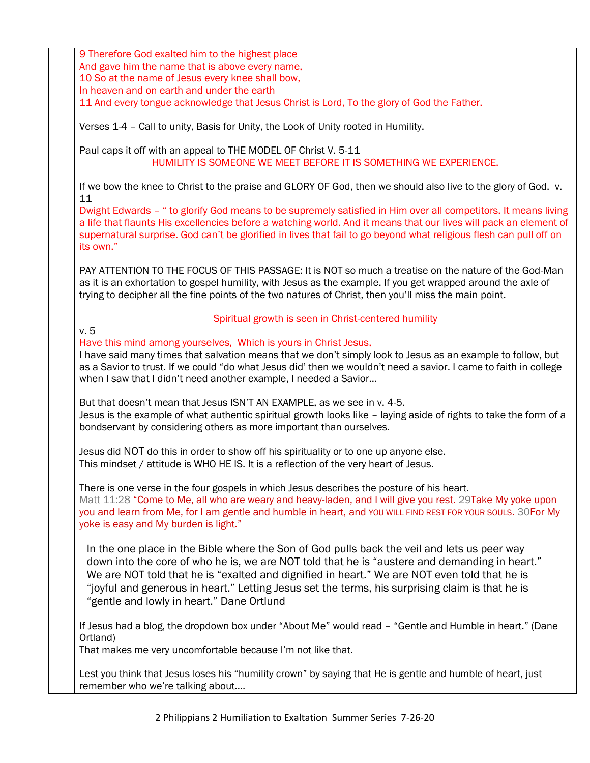9 Therefore God exalted him to the highest place
And gave him the name that is above every name,
10 So at the name of Jesus every knee shall bow,
In heaven and on earth and under the earth
11 And every tongue acknowledge that Jesus Christ is Lord, To the glory of God the Father.

Verses 1-4 – Call to unity, Basis for Unity, the Look of Unity rooted in Humility.

Paul caps it off with an appeal to THE MODEL OF Christ V. 5-11

HUMILITY IS SOMEONE WE MEET BEFORE IT IS SOMETHING WE EXPERIENCE.

If we bow the knee to Christ to the praise and GLORY OF God, then we should also live to the glory of God. v. 11

Dwight Edwards – " to glorify God means to be supremely satisfied in Him over all competitors. It means living a life that flaunts His excellencies before a watching world. And it means that our lives will pack an element of supernatural surprise. God can't be glorified in lives that fail to go beyond what religious flesh can pull off on its own."

PAY ATTENTION TO THE FOCUS OF THIS PASSAGE: It is NOT so much a treatise on the nature of the God-Man as it is an exhortation to gospel humility, with Jesus as the example. If you get wrapped around the axle of trying to decipher all the fine points of the two natures of Christ, then you'll miss the main point.

Spiritual growth is seen in Christ-centered humility

v. 5

Have this mind among yourselves, Which is yours in Christ Jesus,

I have said many times that salvation means that we don't simply look to Jesus as an example to follow, but as a Savior to trust. If we could "do what Jesus did' then we wouldn't need a savior. I came to faith in college when I saw that I didn't need another example, I needed a Savior…

But that doesn't mean that Jesus ISN'T AN EXAMPLE, as we see in v. 4-5.
Jesus is the example of what authentic spiritual growth looks like – laying aside of rights to take the form of a bondservant by considering others as more important than ourselves.

Jesus did NOT do this in order to show off his spirituality or to one up anyone else.
This mindset / attitude is WHO HE IS. It is a reflection of the very heart of Jesus.

There is one verse in the four gospels in which Jesus describes the posture of his heart.
Matt 11:28 "Come to Me, all who are weary and heavy-laden, and I will give you rest. 29Take My yoke upon you and learn from Me, for I am gentle and humble in heart, and YOU WILL FIND REST FOR YOUR SOULS. 30For My yoke is easy and My burden is light."

> In the one place in the Bible where the Son of God pulls back the veil and lets us peer way down into the core of who he is, we are NOT told that he is "austere and demanding in heart." We are NOT told that he is "exalted and dignified in heart." We are NOT even told that he is "joyful and generous in heart." Letting Jesus set the terms, his surprising claim is that he is "gentle and lowly in heart." Dane Ortlund

If Jesus had a blog, the dropdown box under "About Me" would read – "Gentle and Humble in heart." (Dane Ortland)
That makes me very uncomfortable because I'm not like that.

Lest you think that Jesus loses his "humility crown" by saying that He is gentle and humble of heart, just remember who we're talking about….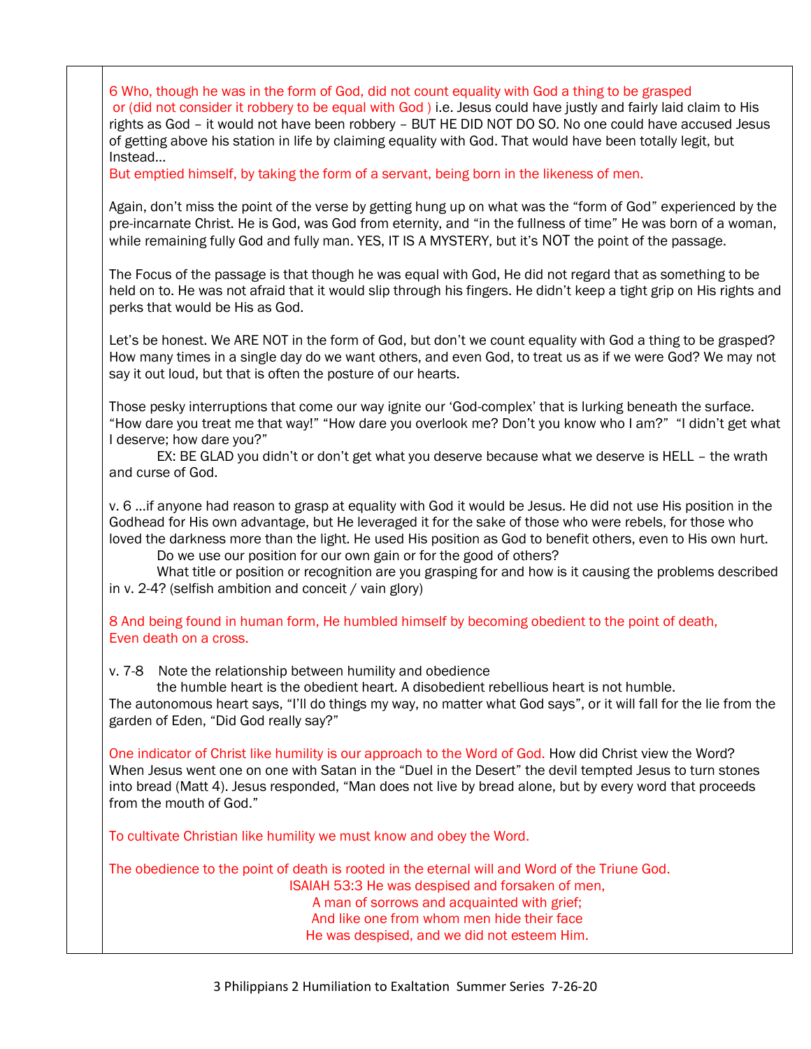6 Who, though he was in the form of God, did not count equality with God a thing to be grasped
or (did not consider it robbery to be equal with God ) i.e. Jesus could have justly and fairly laid claim to His rights as God – it would not have been robbery – BUT HE DID NOT DO SO. No one could have accused Jesus of getting above his station in life by claiming equality with God. That would have been totally legit, but Instead…
But emptied himself, by taking the form of a servant, being born in the likeness of men.

Again, don't miss the point of the verse by getting hung up on what was the "form of God" experienced by the pre-incarnate Christ. He is God, was God from eternity, and "in the fullness of time" He was born of a woman, while remaining fully God and fully man. YES, IT IS A MYSTERY, but it's NOT the point of the passage.

The Focus of the passage is that though he was equal with God, He did not regard that as something to be held on to. He was not afraid that it would slip through his fingers. He didn't keep a tight grip on His rights and perks that would be His as God.

Let's be honest. We ARE NOT in the form of God, but don't we count equality with God a thing to be grasped? How many times in a single day do we want others, and even God, to treat us as if we were God? We may not say it out loud, but that is often the posture of our hearts.

Those pesky interruptions that come our way ignite our 'God-complex' that is lurking beneath the surface. "How dare you treat me that way!" "How dare you overlook me? Don't you know who I am?" "I didn't get what I deserve; how dare you?"

EX: BE GLAD you didn't or don't get what you deserve because what we deserve is HELL – the wrath and curse of God.

v. 6 …if anyone had reason to grasp at equality with God it would be Jesus. He did not use His position in the Godhead for His own advantage, but He leveraged it for the sake of those who were rebels, for those who loved the darkness more than the light. He used His position as God to benefit others, even to His own hurt.

Do we use our position for our own gain or for the good of others?

What title or position or recognition are you grasping for and how is it causing the problems described in v. 2-4? (selfish ambition and conceit / vain glory)

8 And being found in human form, He humbled himself by becoming obedient to the point of death,
Even death on a cross.

v. 7-8 Note the relationship between humility and obedience

the humble heart is the obedient heart. A disobedient rebellious heart is not humble.
The autonomous heart says, "I'll do things my way, no matter what God says", or it will fall for the lie from the garden of Eden, "Did God really say?"

One indicator of Christ like humility is our approach to the Word of God. How did Christ view the Word? When Jesus went one on one with Satan in the "Duel in the Desert" the devil tempted Jesus to turn stones into bread (Matt 4). Jesus responded, "Man does not live by bread alone, but by every word that proceeds from the mouth of God."

To cultivate Christian like humility we must know and obey the Word.

The obedience to the point of death is rooted in the eternal will and Word of the Triune God.

ISAIAH 53:3 He was despised and forsaken of men,
A man of sorrows and acquainted with grief;
And like one from whom men hide their face
He was despised, and we did not esteem Him.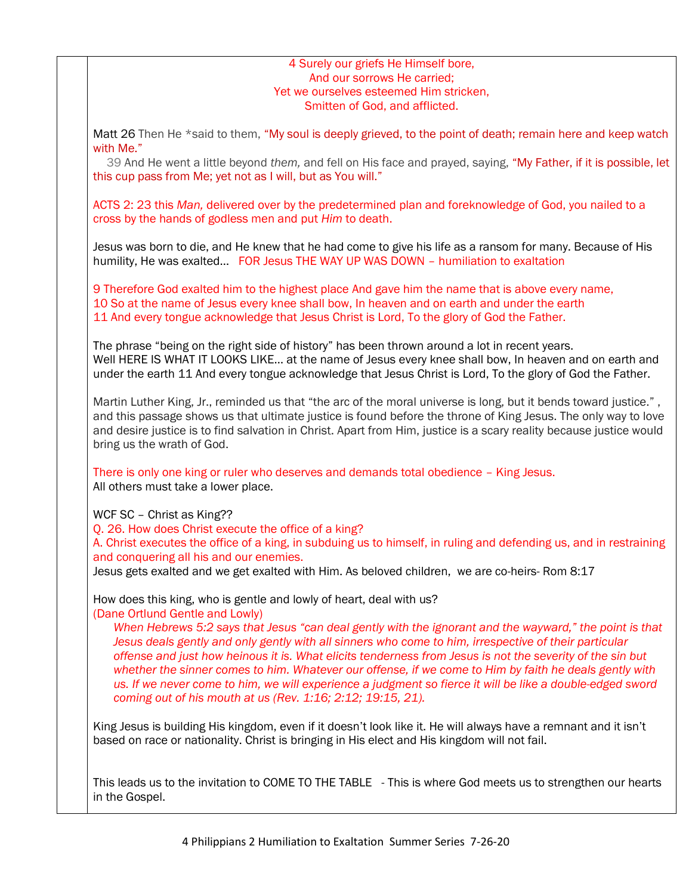4 Surely our griefs He Himself bore,
And our sorrows He carried;
Yet we ourselves esteemed Him stricken,
Smitten of God, and afflicted.

Matt 26 Then He *said to them, "My soul is deeply grieved, to the point of death; remain here and keep watch with Me."
39 And He went a little beyond *them,* and fell on His face and prayed, saying, "My Father, if it is possible, let this cup pass from Me; yet not as I will, but as You will."

ACTS 2: 23 this *Man,* delivered over by the predetermined plan and foreknowledge of God, you nailed to a cross by the hands of godless men and put *Him* to death.

Jesus was born to die, and He knew that he had come to give his life as a ransom for many. Because of His humility, He was exalted… FOR Jesus THE WAY UP WAS DOWN – humiliation to exaltation

9 Therefore God exalted him to the highest place And gave him the name that is above every name,
10 So at the name of Jesus every knee shall bow, In heaven and on earth and under the earth
11 And every tongue acknowledge that Jesus Christ is Lord, To the glory of God the Father.

The phrase "being on the right side of history" has been thrown around a lot in recent years.
Well HERE IS WHAT IT LOOKS LIKE… at the name of Jesus every knee shall bow, In heaven and on earth and under the earth 11 And every tongue acknowledge that Jesus Christ is Lord, To the glory of God the Father.

Martin Luther King, Jr., reminded us that "the arc of the moral universe is long, but it bends toward justice." , and this passage shows us that ultimate justice is found before the throne of King Jesus. The only way to love and desire justice is to find salvation in Christ. Apart from Him, justice is a scary reality because justice would bring us the wrath of God.

There is only one king or ruler who deserves and demands total obedience – King Jesus.
All others must take a lower place.

WCF SC – Christ as King??
Q. 26. How does Christ execute the office of a king?
A. Christ executes the office of a king, in subduing us to himself, in ruling and defending us, and in restraining and conquering all his and our enemies.
Jesus gets exalted and we get exalted with Him. As beloved children, we are co-heirs- Rom 8:17

How does this king, who is gentle and lowly of heart, deal with us?
(Dane Ortlund Gentle and Lowly)

> *When Hebrews 5:2 says that Jesus "can deal gently with the ignorant and the wayward," the point is that Jesus deals gently and only gently with all sinners who come to him, irrespective of their particular offense and just how heinous it is. What elicits tenderness from Jesus is not the severity of the sin but whether the sinner comes to him. Whatever our offense, if we come to Him by faith he deals gently with us. If we never come to him, we will experience a judgment so fierce it will be like a double-edged sword coming out of his mouth at us (Rev. 1:16; 2:12; 19:15, 21).*

King Jesus is building His kingdom, even if it doesn't look like it. He will always have a remnant and it isn't based on race or nationality. Christ is bringing in His elect and His kingdom will not fail.

This leads us to the invitation to COME TO THE TABLE - This is where God meets us to strengthen our hearts in the Gospel.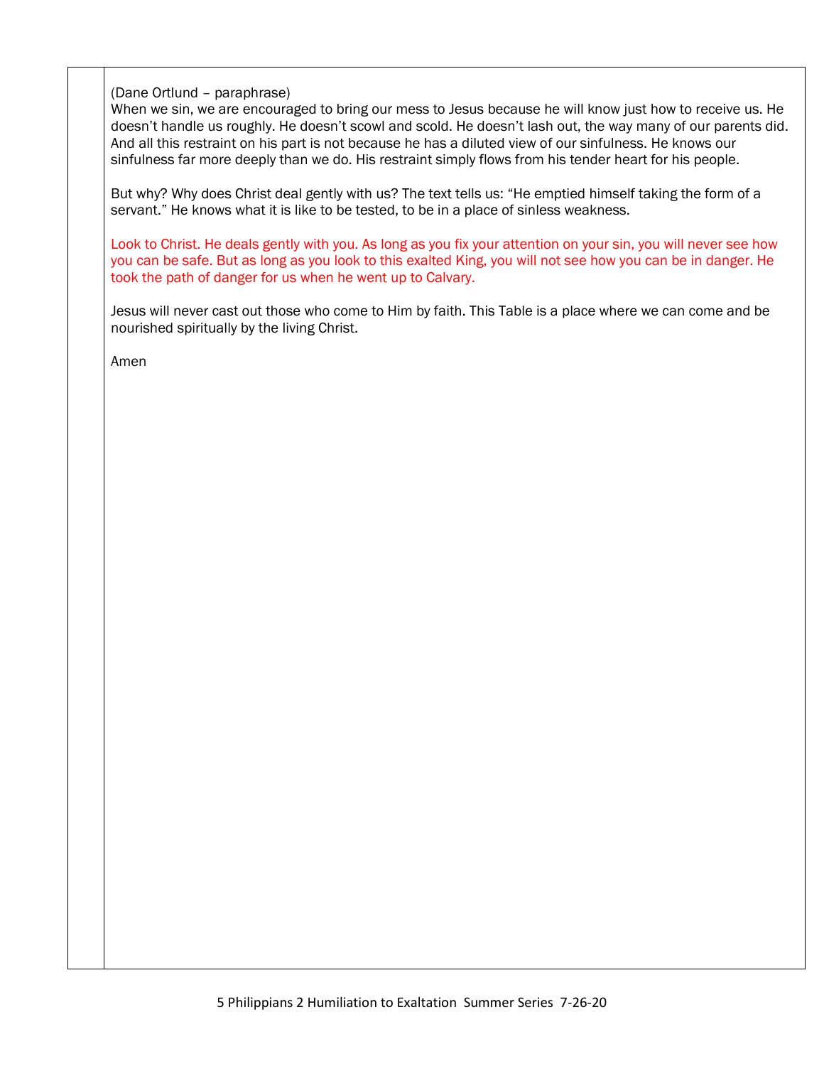(Dane Ortlund – paraphrase)
When we sin, we are encouraged to bring our mess to Jesus because he will know just how to receive us. He doesn't handle us roughly. He doesn't scowl and scold. He doesn't lash out, the way many of our parents did. And all this restraint on his part is not because he has a diluted view of our sinfulness. He knows our sinfulness far more deeply than we do. His restraint simply flows from his tender heart for his people.

But why? Why does Christ deal gently with us? The text tells us: "He emptied himself taking the form of a servant." He knows what it is like to be tested, to be in a place of sinless weakness.

Look to Christ. He deals gently with you. As long as you fix your attention on your sin, you will never see how you can be safe. But as long as you look to this exalted King, you will not see how you can be in danger. He took the path of danger for us when he went up to Calvary.

Jesus will never cast out those who come to Him by faith. This Table is a place where we can come and be nourished spiritually by the living Christ.

Amen